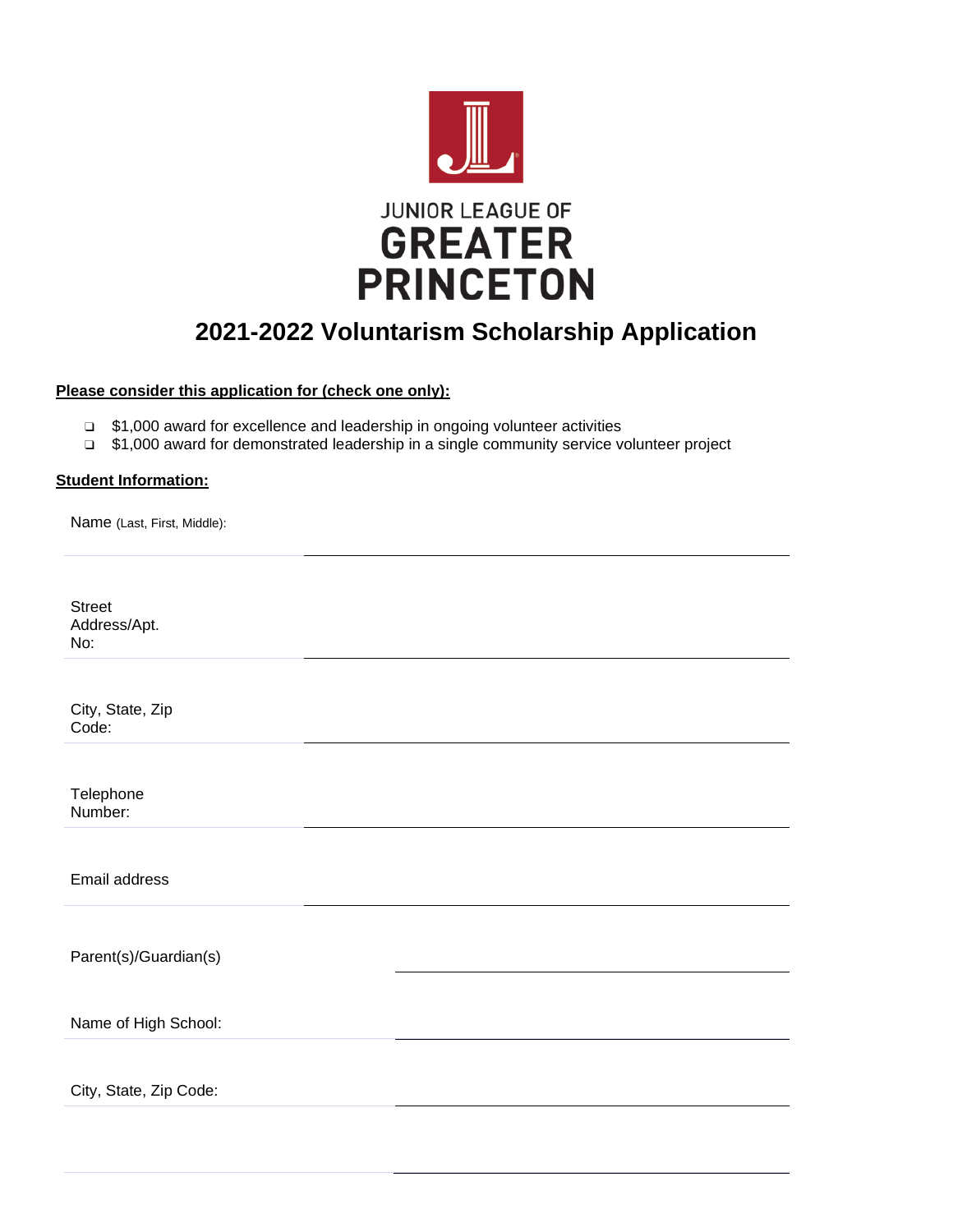JUNIOR LEAGUE OF
GREATER
PRINCETON

# 2021-2022 Voluntarism Scholarship Application

**Please consider this application for (check one only):**

- ❑ $1,000 award for excellence and leadership in ongoing volunteer activities
- ❑ $1,000 award for demonstrated leadership in a single community service volunteer project

**Student Information:**

Name (Last, First, Middle): \_\_\_\_\_\_\_\_\_\_\_\_\_\_\_\_\_\_\_\_\_\_\_\_\_\_\_\_\_\_

Street Address/Apt. No: \_\_\_\_\_\_\_\_\_\_\_\_\_\_\_\_\_\_\_\_\_\_\_\_\_\_\_\_\_\_

City, State, Zip Code: \_\_\_\_\_\_\_\_\_\_\_\_\_\_\_\_\_\_\_\_\_\_\_\_\_\_\_\_\_\_

Telephone Number: \_\_\_\_\_\_\_\_\_\_\_\_\_\_\_\_\_\_\_\_\_\_\_\_\_\_\_\_\_\_

Email address \_\_\_\_\_\_\_\_\_\_\_\_\_\_\_\_\_\_\_\_\_\_\_\_\_\_\_\_\_\_

Parent(s)/Guardian(s) \_\_\_\_\_\_\_\_\_\_\_\_\_\_\_\_\_\_\_\_\_\_\_\_\_\_\_\_\_\_

Name of High School: \_\_\_\_\_\_\_\_\_\_\_\_\_\_\_\_\_\_\_\_\_\_\_\_\_\_\_\_\_\_

City, State, Zip Code: \_\_\_\_\_\_\_\_\_\_\_\_\_\_\_\_\_\_\_\_\_\_\_\_\_\_\_\_\_\_

\_\_\_\_\_\_\_\_\_\_\_\_\_\_\_\_\_\_\_\_\_\_\_\_\_\_\_\_\_\_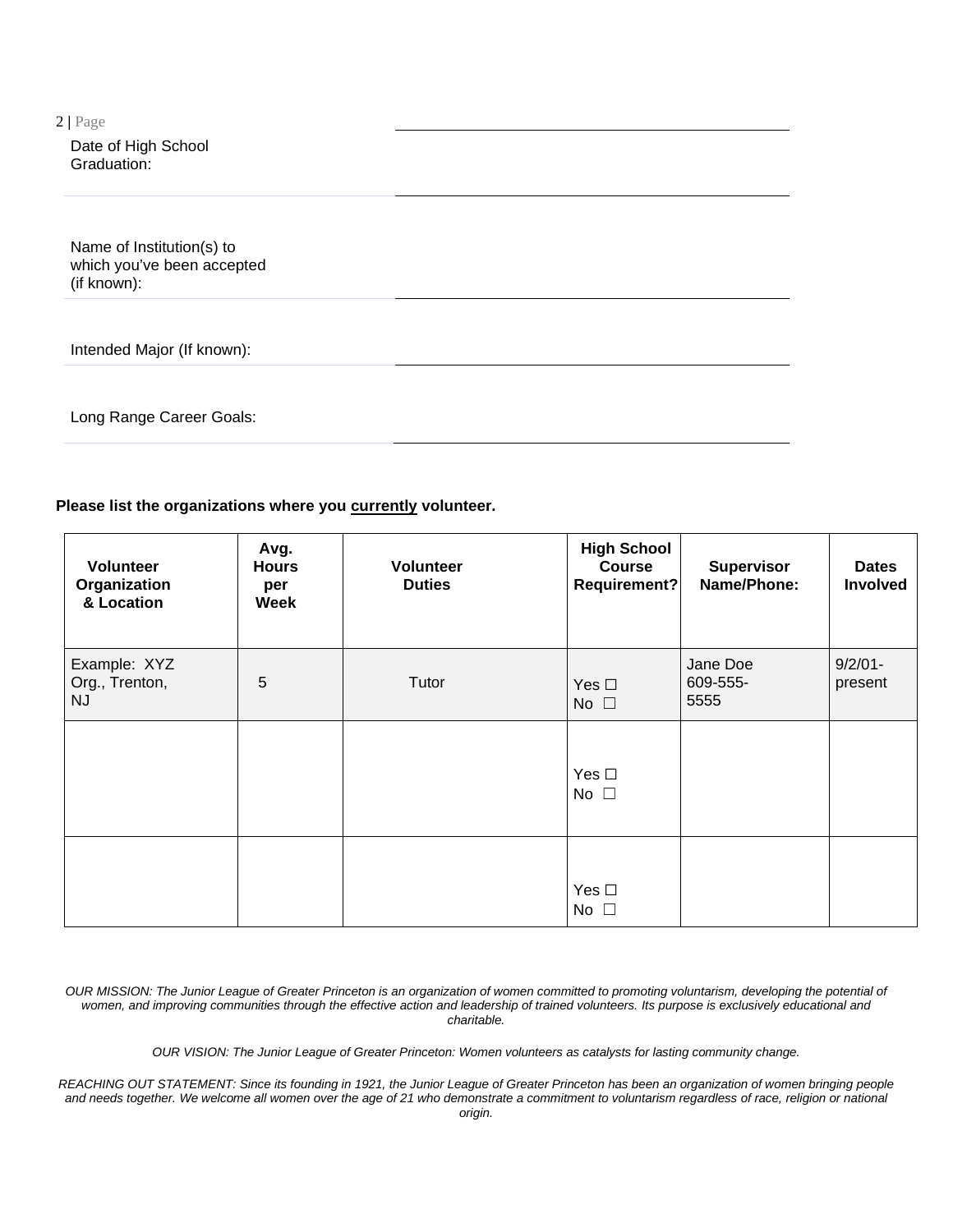Date of High School Graduation: ______________________________

Name of Institution(s) to which you've been accepted (if known): ______________________________

Intended Major (If known): ______________________________

Long Range Career Goals: ______________________________

**Please list the organizations where you currently volunteer.**

| Volunteer Organization & Location | Avg. Hours per Week | Volunteer Duties | High School Course Requirement? | Supervisor Name/Phone: | Dates Involved |
|---|---|---|---|---|---|
| Example: XYZ Org., Trenton, NJ | 5 | Tutor | Yes ☐ No ☐ | Jane Doe 609-555-5555 | 9/2/01-present |
| | | | Yes ☐ No ☐ | | |
| | | | Yes ☐ No ☐ | | |

*OUR MISSION: The Junior League of Greater Princeton is an organization of women committed to promoting voluntarism, developing the potential of women, and improving communities through the effective action and leadership of trained volunteers. Its purpose is exclusively educational and charitable.*

*OUR VISION: The Junior League of Greater Princeton: Women volunteers as catalysts for lasting community change.*

*REACHING OUT STATEMENT: Since its founding in 1921, the Junior League of Greater Princeton has been an organization of women bringing people and needs together. We welcome all women over the age of 21 who demonstrate a commitment to voluntarism regardless of race, religion or national origin.*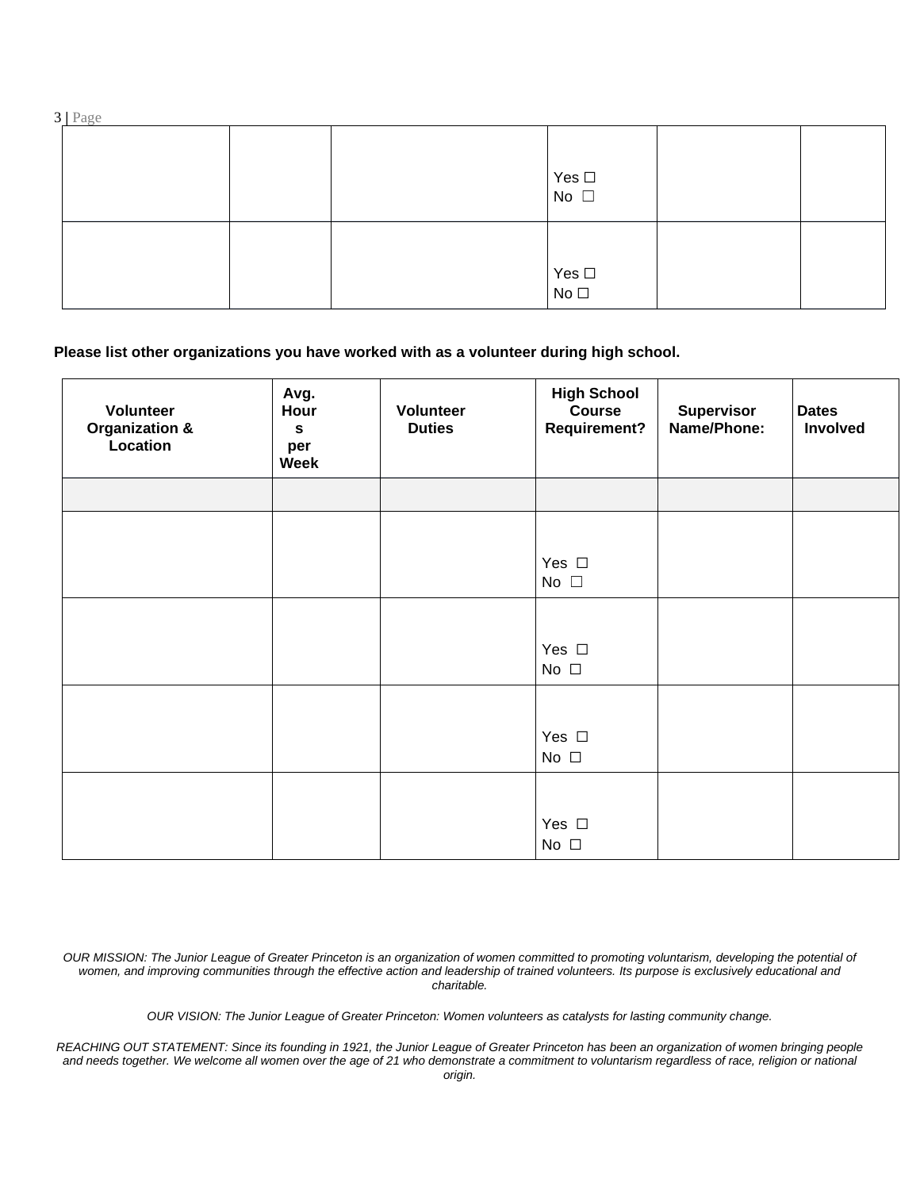|  |  |  |  |  |  |
|---|---|---|---|---|---|
|  |  |  | Yes ☐<br>No ☐ |  |  |
|  |  |  | Yes ☐<br>No ☐ |  |  |

**Please list other organizations you have worked with as a volunteer during high school.**

| Volunteer Organization & Location | Avg. Hours per Week | Volunteer Duties | High School Course Requirement? | Supervisor Name/Phone: | Dates Involved |
|---|---|---|---|---|---|
|  |  |  |  |  |  |
|  |  |  | Yes ☐<br>No ☐ |  |  |
|  |  |  | Yes ☐<br>No ☐ |  |  |
|  |  |  | Yes ☐<br>No ☐ |  |  |
|  |  |  | Yes ☐<br>No ☐ |  |  |

*OUR MISSION: The Junior League of Greater Princeton is an organization of women committed to promoting voluntarism, developing the potential of women, and improving communities through the effective action and leadership of trained volunteers. Its purpose is exclusively educational and charitable.*

*OUR VISION: The Junior League of Greater Princeton: Women volunteers as catalysts for lasting community change.*

*REACHING OUT STATEMENT: Since its founding in 1921, the Junior League of Greater Princeton has been an organization of women bringing people and needs together. We welcome all women over the age of 21 who demonstrate a commitment to voluntarism regardless of race, religion or national origin.*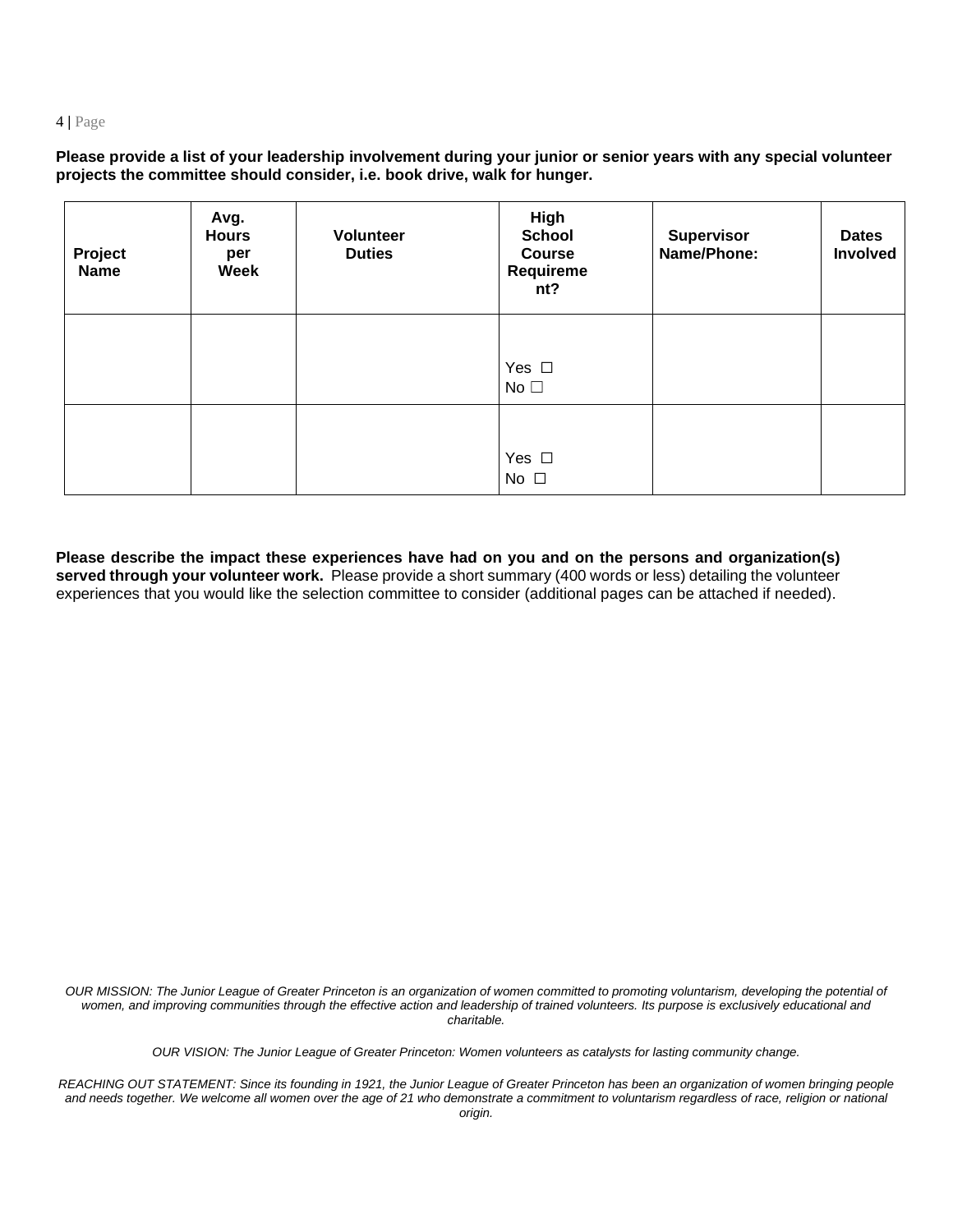**Please provide a list of your leadership involvement during your junior or senior years with any special volunteer projects the committee should consider, i.e. book drive, walk for hunger.**

| Project Name | Avg. Hours per Week | Volunteer Duties | High School Course Requirement? | Supervisor Name/Phone: | Dates Involved |
|---|---|---|---|---|---|
| | | | Yes ☐ No ☐ | | |
| | | | Yes ☐ No ☐ | | |

**Please describe the impact these experiences have had on you and on the persons and organization(s) served through your volunteer work.** Please provide a short summary (400 words or less) detailing the volunteer experiences that you would like the selection committee to consider (additional pages can be attached if needed).

*OUR MISSION: The Junior League of Greater Princeton is an organization of women committed to promoting voluntarism, developing the potential of women, and improving communities through the effective action and leadership of trained volunteers. Its purpose is exclusively educational and charitable.*

*OUR VISION: The Junior League of Greater Princeton: Women volunteers as catalysts for lasting community change.*

*REACHING OUT STATEMENT: Since its founding in 1921, the Junior League of Greater Princeton has been an organization of women bringing people and needs together. We welcome all women over the age of 21 who demonstrate a commitment to voluntarism regardless of race, religion or national origin.*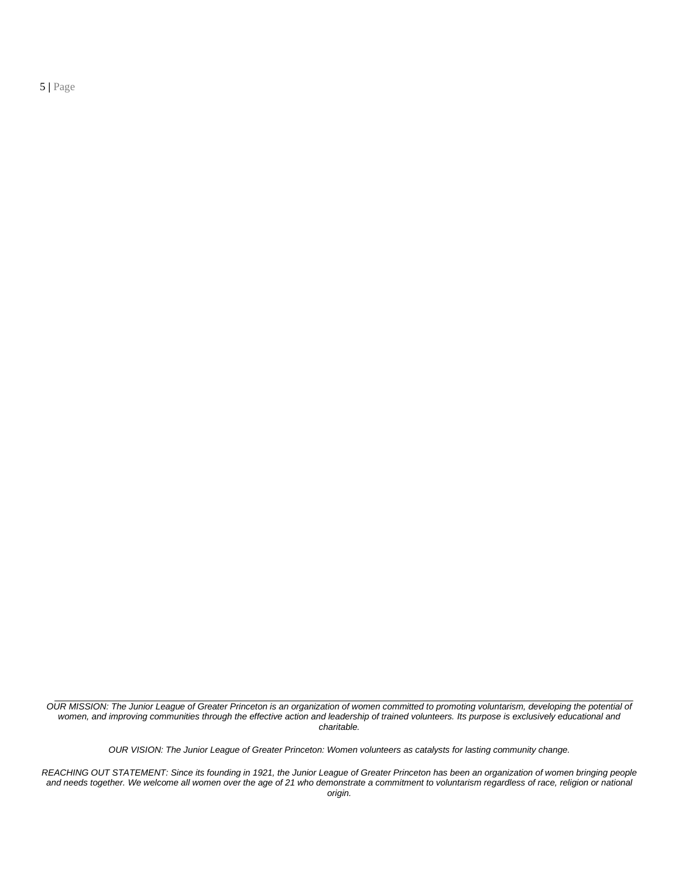*OUR MISSION: The Junior League of Greater Princeton is an organization of women committed to promoting voluntarism, developing the potential of women, and improving communities through the effective action and leadership of trained volunteers. Its purpose is exclusively educational and charitable.*

*OUR VISION: The Junior League of Greater Princeton: Women volunteers as catalysts for lasting community change.*

*REACHING OUT STATEMENT: Since its founding in 1921, the Junior League of Greater Princeton has been an organization of women bringing people and needs together. We welcome all women over the age of 21 who demonstrate a commitment to voluntarism regardless of race, religion or national origin.*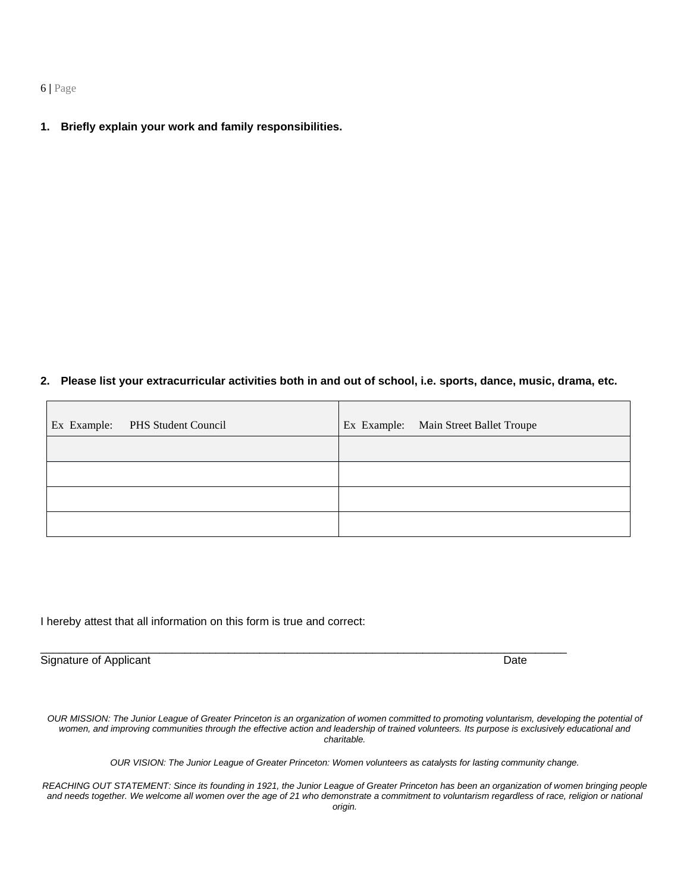1. **Briefly explain your work and family responsibilities.**

2. **Please list your extracurricular activities both in and out of school, i.e. sports, dance, music, drama, etc.**

| Ex Example: PHS Student Council | Ex Example: Main Street Ballet Troupe |
| --- | --- |
| | |
| | |
| | |
| | |

I hereby attest that all information on this form is true and correct:

\_\_\_\_\_\_\_\_\_\_\_\_\_\_\_\_\_\_\_\_\_\_\_\_\_\_\_\_\_\_\_\_\_\_\_\_\_\_\_\_\_\_\_\_\_\_\_\_\_\_\_\_\_\_\_\_\_\_\_\_\_\_\_\_\_\_\_\_\_\_\_\_\_\_\_\_\_\_

Signature of Applicant Date

*OUR MISSION: The Junior League of Greater Princeton is an organization of women committed to promoting voluntarism, developing the potential of women, and improving communities through the effective action and leadership of trained volunteers. Its purpose is exclusively educational and charitable.*

*OUR VISION: The Junior League of Greater Princeton: Women volunteers as catalysts for lasting community change.*

*REACHING OUT STATEMENT: Since its founding in 1921, the Junior League of Greater Princeton has been an organization of women bringing people and needs together. We welcome all women over the age of 21 who demonstrate a commitment to voluntarism regardless of race, religion or national origin.*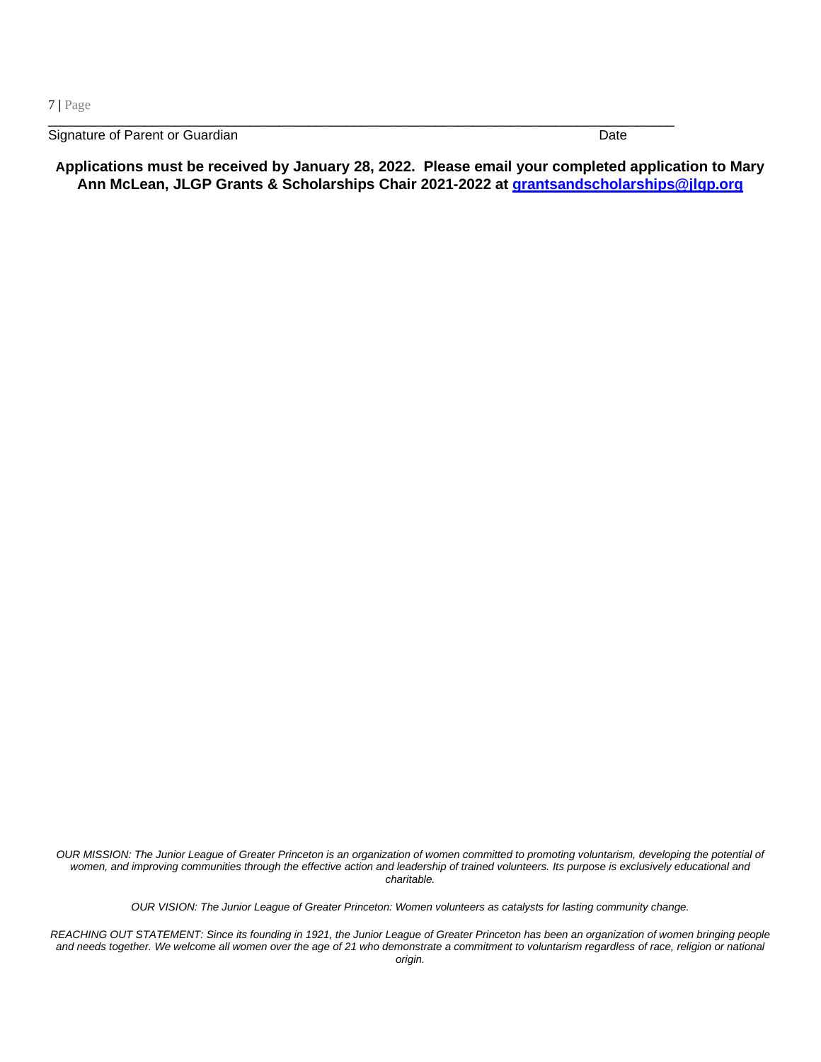\_\_\_\_\_\_\_\_\_\_\_\_\_\_\_\_\_\_\_\_\_\_\_\_\_\_\_\_\_\_\_\_\_\_\_\_\_\_\_\_\_\_\_\_\_\_\_\_\_\_\_\_\_\_\_\_\_\_\_\_\_\_\_\_\_\_\_\_\_\_\_\_\_\_\_\_\_\_\_\_\_\_

Signature of Parent or Guardian                                                                                    Date

**Applications must be received by January 28, 2022. Please email your completed application to Mary Ann McLean, JLGP Grants & Scholarships Chair 2021-2022 at [grantsandscholarships@jlgp.org](mailto:grantsandscholarships@jlgp.org)**

*OUR MISSION: The Junior League of Greater Princeton is an organization of women committed to promoting voluntarism, developing the potential of women, and improving communities through the effective action and leadership of trained volunteers. Its purpose is exclusively educational and charitable.*

*OUR VISION: The Junior League of Greater Princeton: Women volunteers as catalysts for lasting community change.*

*REACHING OUT STATEMENT: Since its founding in 1921, the Junior League of Greater Princeton has been an organization of women bringing people and needs together. We welcome all women over the age of 21 who demonstrate a commitment to voluntarism regardless of race, religion or national origin.*